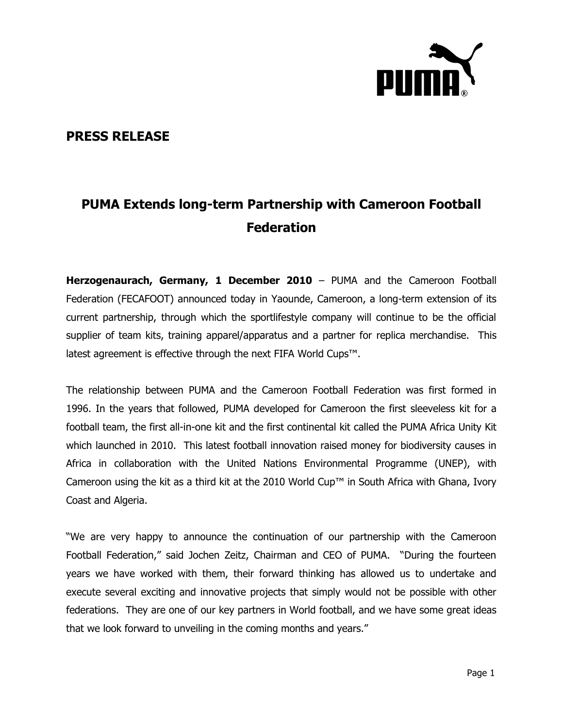## PRESS RELEASE

# PUMA Extends long-term Partnership with Cameroon Football Federation

**Herzogenaurach, Germany, 1 December 2010** – PUMA and the Cameroon Football Federation (FECAFOOT) announced today in Yaounde, Cameroon, a long-term extension of its current partnership, through which the sportlifestyle company will continue to be the official supplier of team kits, training apparel/apparatus and a partner for replica merchandise. This latest agreement is effective through the next FIFA World Cups™.

The relationship between PUMA and the Cameroon Football Federation was first formed in 1996. In the years that followed, PUMA developed for Cameroon the first sleeveless kit for a football team, the first all-in-one kit and the first continental kit called the PUMA Africa Unity Kit which launched in 2010. This latest football innovation raised money for biodiversity causes in Africa in collaboration with the United Nations Environmental Programme (UNEP), with Cameroon using the kit as a third kit at the 2010 World Cup™ in South Africa with Ghana, Ivory Coast and Algeria.

"We are very happy to announce the continuation of our partnership with the Cameroon Football Federation," said Jochen Zeitz, Chairman and CEO of PUMA. "During the fourteen years we have worked with them, their forward thinking has allowed us to undertake and execute several exciting and innovative projects that simply would not be possible with other federations. They are one of our key partners in World football, and we have some great ideas that we look forward to unveiling in the coming months and years."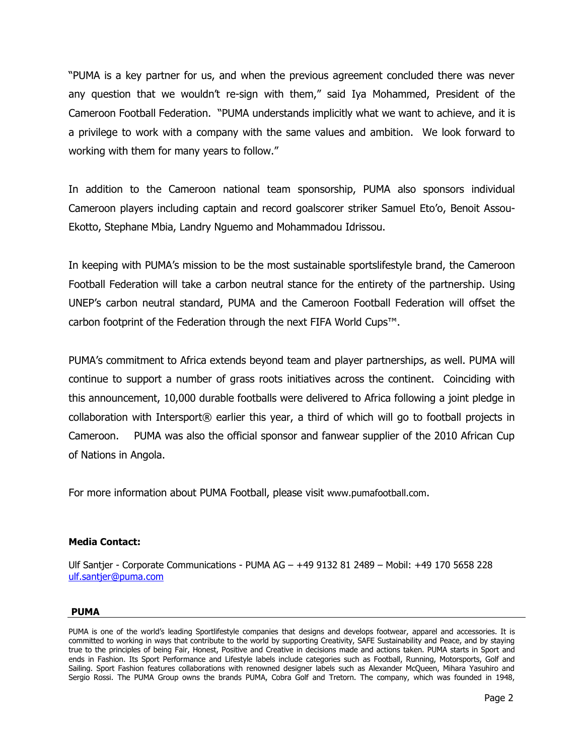"PUMA is a key partner for us, and when the previous agreement concluded there was never any question that we wouldn't re-sign with them," said Iya Mohammed, President of the Cameroon Football Federation. "PUMA understands implicitly what we want to achieve, and it is a privilege to work with a company with the same values and ambition. We look forward to working with them for many years to follow."

In addition to the Cameroon national team sponsorship, PUMA also sponsors individual Cameroon players including captain and record goalscorer striker Samuel Eto'o, Benoit Assou-Ekotto, Stephane Mbia, Landry Nguemo and Mohammadou Idrissou.

In keeping with PUMA's mission to be the most sustainable sportslifestyle brand, the Cameroon Football Federation will take a carbon neutral stance for the entirety of the partnership. Using UNEP's carbon neutral standard, PUMA and the Cameroon Football Federation will offset the carbon footprint of the Federation through the next FIFA World Cups™.

PUMA's commitment to Africa extends beyond team and player partnerships, as well. PUMA will continue to support a number of grass roots initiatives across the continent. Coinciding with this announcement, 10,000 durable footballs were delivered to Africa following a joint pledge in collaboration with Intersport® earlier this year, a third of which will go to football projects in Cameroon. PUMA was also the official sponsor and fanwear supplier of the 2010 African Cup of Nations in Angola.

For more information about PUMA Football, please visit www.pumafootball.com.

**Media Contact:**

Ulf Santjer - Corporate Communications - PUMA AG – +49 9132 81 2489 – Mobil: +49 170 5658 228
ulf.santjer@puma.com

**PUMA**

PUMA is one of the world's leading Sportlifestyle companies that designs and develops footwear, apparel and accessories. It is committed to working in ways that contribute to the world by supporting Creativity, SAFE Sustainability and Peace, and by staying true to the principles of being Fair, Honest, Positive and Creative in decisions made and actions taken. PUMA starts in Sport and ends in Fashion. Its Sport Performance and Lifestyle labels include categories such as Football, Running, Motorsports, Golf and Sailing. Sport Fashion features collaborations with renowned designer labels such as Alexander McQueen, Mihara Yasuhiro and Sergio Rossi. The PUMA Group owns the brands PUMA, Cobra Golf and Tretorn. The company, which was founded in 1948,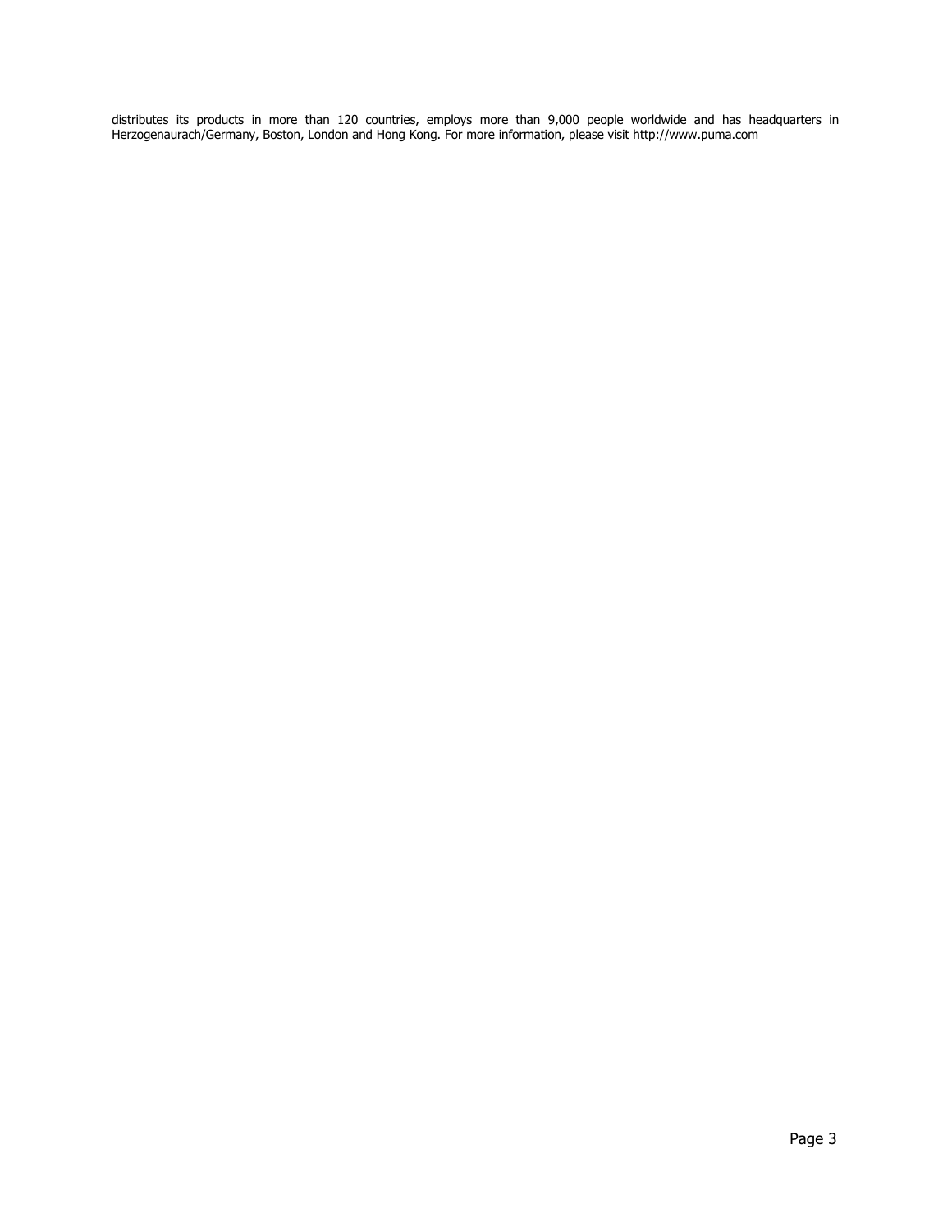distributes its products in more than 120 countries, employs more than 9,000 people worldwide and has headquarters in Herzogenaurach/Germany, Boston, London and Hong Kong. For more information, please visit http://www.puma.com